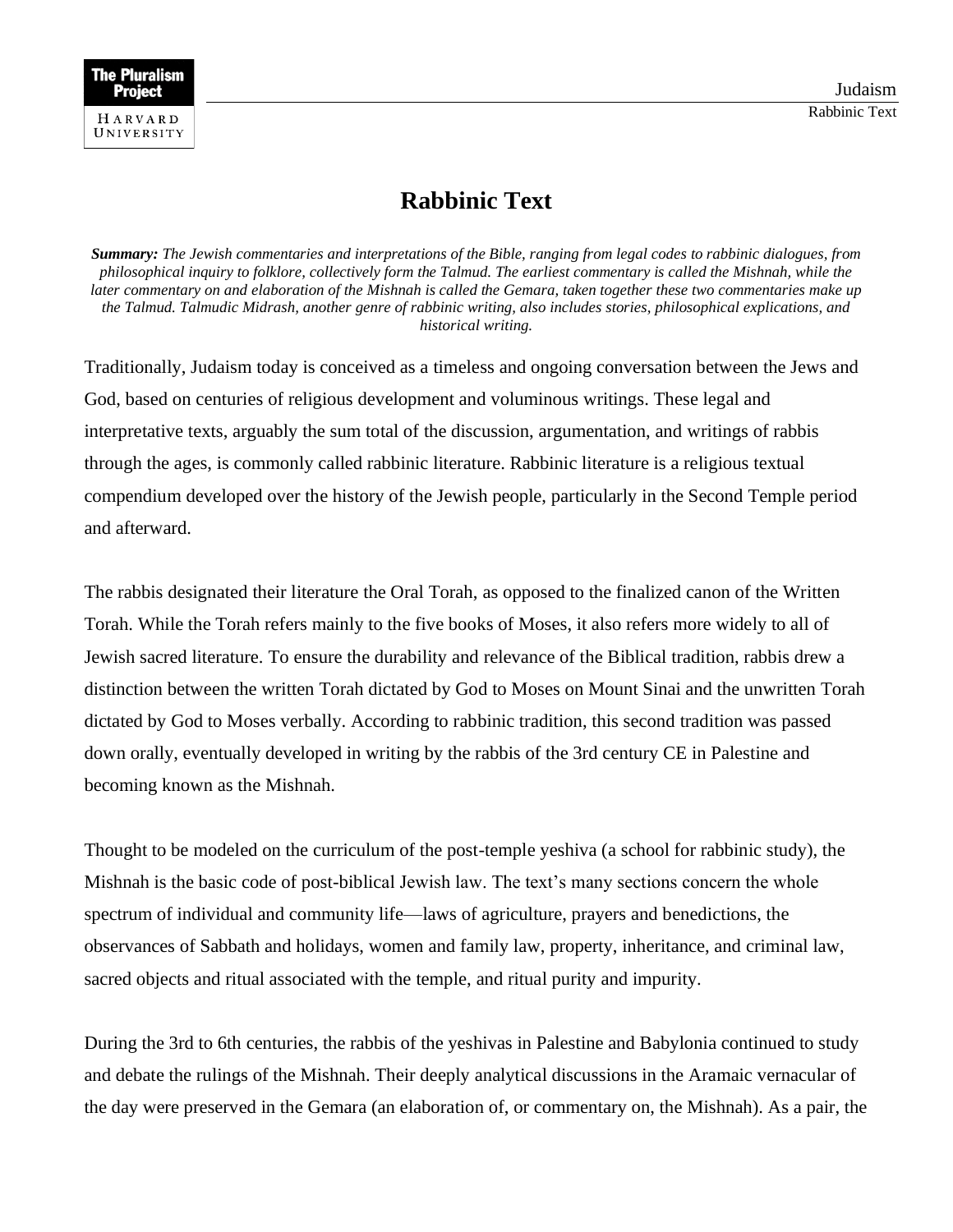# Rabbinic Text

***Summary:*** *The Jewish commentaries and interpretations of the Bible, ranging from legal codes to rabbinic dialogues, from philosophical inquiry to folklore, collectively form the Talmud. The earliest commentary is called the Mishnah, while the later commentary on and elaboration of the Mishnah is called the Gemara, taken together these two commentaries make up the Talmud. Talmudic Midrash, another genre of rabbinic writing, also includes stories, philosophical explications, and historical writing.*

Traditionally, Judaism today is conceived as a timeless and ongoing conversation between the Jews and God, based on centuries of religious development and voluminous writings. These legal and interpretative texts, arguably the sum total of the discussion, argumentation, and writings of rabbis through the ages, is commonly called rabbinic literature. Rabbinic literature is a religious textual compendium developed over the history of the Jewish people, particularly in the Second Temple period and afterward.

The rabbis designated their literature the Oral Torah, as opposed to the finalized canon of the Written Torah. While the Torah refers mainly to the five books of Moses, it also refers more widely to all of Jewish sacred literature. To ensure the durability and relevance of the Biblical tradition, rabbis drew a distinction between the written Torah dictated by God to Moses on Mount Sinai and the unwritten Torah dictated by God to Moses verbally. According to rabbinic tradition, this second tradition was passed down orally, eventually developed in writing by the rabbis of the 3rd century CE in Palestine and becoming known as the Mishnah.

Thought to be modeled on the curriculum of the post-temple yeshiva (a school for rabbinic study), the Mishnah is the basic code of post-biblical Jewish law. The text's many sections concern the whole spectrum of individual and community life—laws of agriculture, prayers and benedictions, the observances of Sabbath and holidays, women and family law, property, inheritance, and criminal law, sacred objects and ritual associated with the temple, and ritual purity and impurity.

During the 3rd to 6th centuries, the rabbis of the yeshivas in Palestine and Babylonia continued to study and debate the rulings of the Mishnah. Their deeply analytical discussions in the Aramaic vernacular of the day were preserved in the Gemara (an elaboration of, or commentary on, the Mishnah). As a pair, the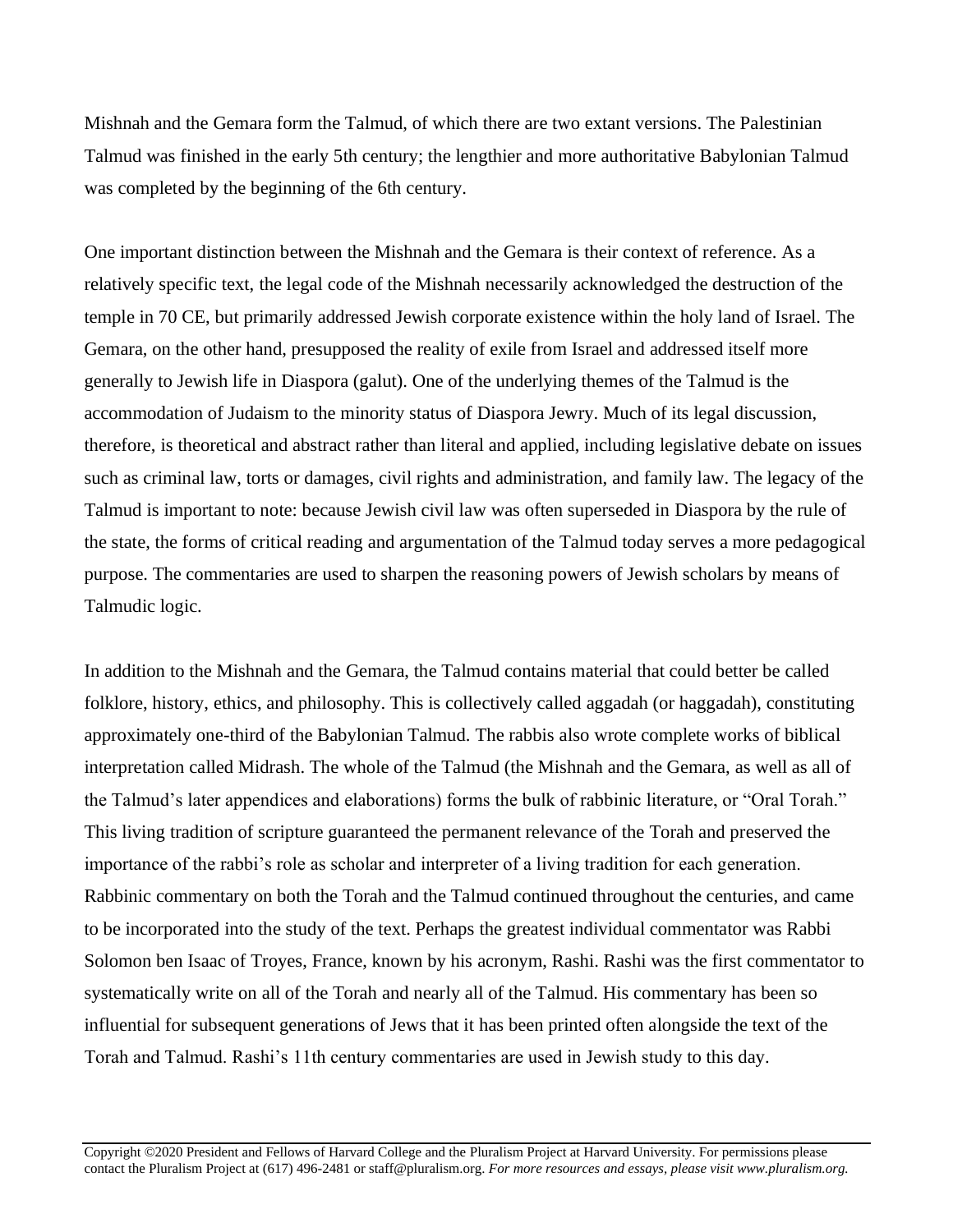Mishnah and the Gemara form the Talmud, of which there are two extant versions. The Palestinian Talmud was finished in the early 5th century; the lengthier and more authoritative Babylonian Talmud was completed by the beginning of the 6th century.

One important distinction between the Mishnah and the Gemara is their context of reference. As a relatively specific text, the legal code of the Mishnah necessarily acknowledged the destruction of the temple in 70 CE, but primarily addressed Jewish corporate existence within the holy land of Israel. The Gemara, on the other hand, presupposed the reality of exile from Israel and addressed itself more generally to Jewish life in Diaspora (galut). One of the underlying themes of the Talmud is the accommodation of Judaism to the minority status of Diaspora Jewry. Much of its legal discussion, therefore, is theoretical and abstract rather than literal and applied, including legislative debate on issues such as criminal law, torts or damages, civil rights and administration, and family law. The legacy of the Talmud is important to note: because Jewish civil law was often superseded in Diaspora by the rule of the state, the forms of critical reading and argumentation of the Talmud today serves a more pedagogical purpose. The commentaries are used to sharpen the reasoning powers of Jewish scholars by means of Talmudic logic.

In addition to the Mishnah and the Gemara, the Talmud contains material that could better be called folklore, history, ethics, and philosophy. This is collectively called aggadah (or haggadah), constituting approximately one-third of the Babylonian Talmud. The rabbis also wrote complete works of biblical interpretation called Midrash. The whole of the Talmud (the Mishnah and the Gemara, as well as all of the Talmud's later appendices and elaborations) forms the bulk of rabbinic literature, or "Oral Torah." This living tradition of scripture guaranteed the permanent relevance of the Torah and preserved the importance of the rabbi's role as scholar and interpreter of a living tradition for each generation. Rabbinic commentary on both the Torah and the Talmud continued throughout the centuries, and came to be incorporated into the study of the text. Perhaps the greatest individual commentator was Rabbi Solomon ben Isaac of Troyes, France, known by his acronym, Rashi. Rashi was the first commentator to systematically write on all of the Torah and nearly all of the Talmud. His commentary has been so influential for subsequent generations of Jews that it has been printed often alongside the text of the Torah and Talmud. Rashi's 11th century commentaries are used in Jewish study to this day.

Copyright ©2020 President and Fellows of Harvard College and the Pluralism Project at Harvard University. For permissions please contact the Pluralism Project at (617) 496-2481 or staff@pluralism.org. *For more resources and essays, please visit www.pluralism.org.*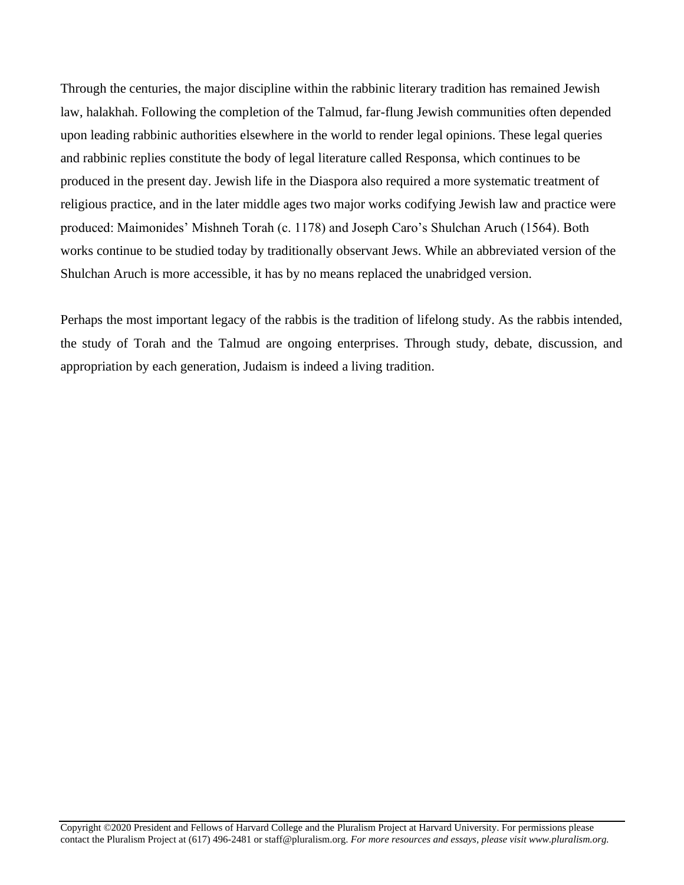Through the centuries, the major discipline within the rabbinic literary tradition has remained Jewish law, halakhah. Following the completion of the Talmud, far-flung Jewish communities often depended upon leading rabbinic authorities elsewhere in the world to render legal opinions. These legal queries and rabbinic replies constitute the body of legal literature called Responsa, which continues to be produced in the present day. Jewish life in the Diaspora also required a more systematic treatment of religious practice, and in the later middle ages two major works codifying Jewish law and practice were produced: Maimonides' Mishneh Torah (c. 1178) and Joseph Caro's Shulchan Aruch (1564). Both works continue to be studied today by traditionally observant Jews. While an abbreviated version of the Shulchan Aruch is more accessible, it has by no means replaced the unabridged version.

Perhaps the most important legacy of the rabbis is the tradition of lifelong study. As the rabbis intended, the study of Torah and the Talmud are ongoing enterprises. Through study, debate, discussion, and appropriation by each generation, Judaism is indeed a living tradition.

Copyright ©2020 President and Fellows of Harvard College and the Pluralism Project at Harvard University. For permissions please contact the Pluralism Project at (617) 496-2481 or staff@pluralism.org. *For more resources and essays, please visit www.pluralism.org.*